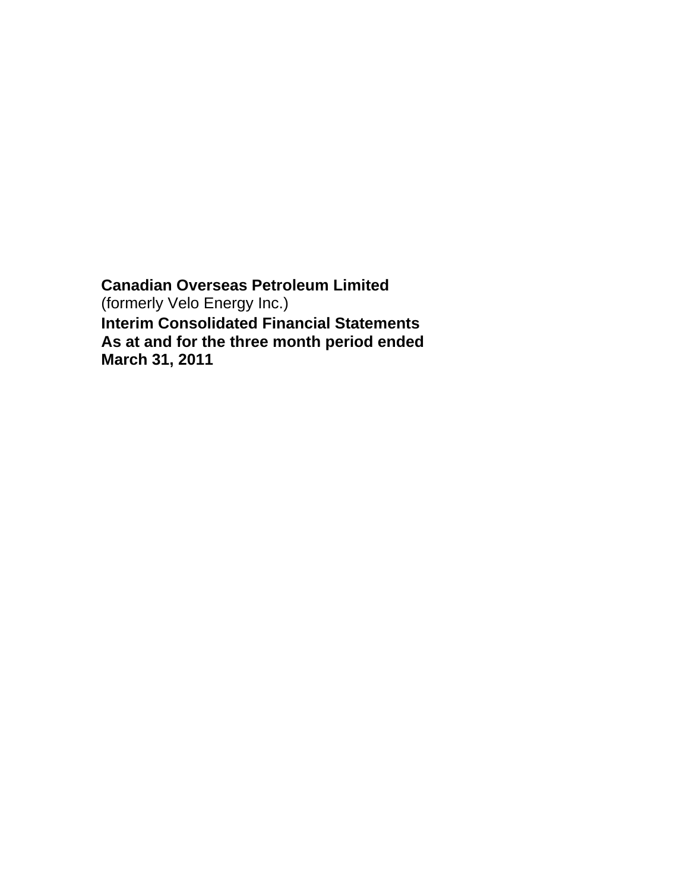**Canadian Overseas Petroleum Limited**
(formerly Velo Energy Inc.)
**Interim Consolidated Financial Statements**
**As at and for the three month period ended**
**March 31, 2011**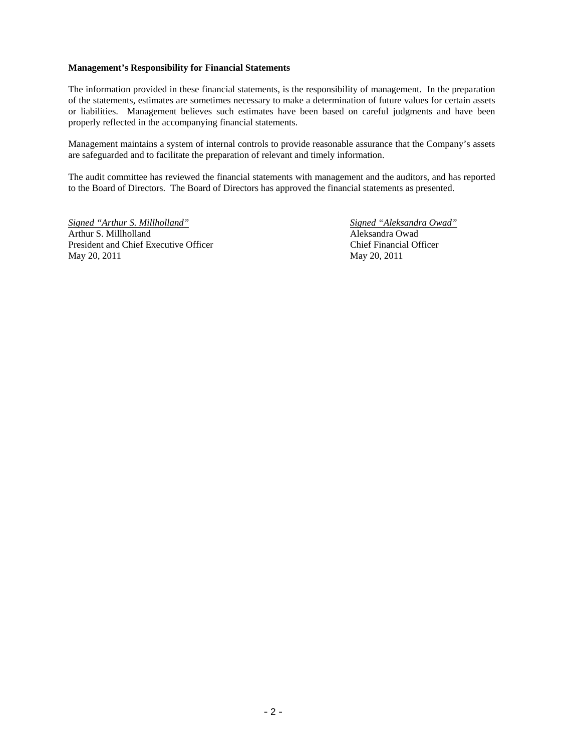**Management's Responsibility for Financial Statements**

The information provided in these financial statements, is the responsibility of management. In the preparation of the statements, estimates are sometimes necessary to make a determination of future values for certain assets or liabilities. Management believes such estimates have been based on careful judgments and have been properly reflected in the accompanying financial statements.

Management maintains a system of internal controls to provide reasonable assurance that the Company's assets are safeguarded and to facilitate the preparation of relevant and timely information.

The audit committee has reviewed the financial statements with management and the auditors, and has reported to the Board of Directors. The Board of Directors has approved the financial statements as presented.

*Signed "Arthur S. Millholland"*
Arthur S. Millholland
President and Chief Executive Officer
May 20, 2011

*Signed "Aleksandra Owad"*
Aleksandra Owad
Chief Financial Officer
May 20, 2011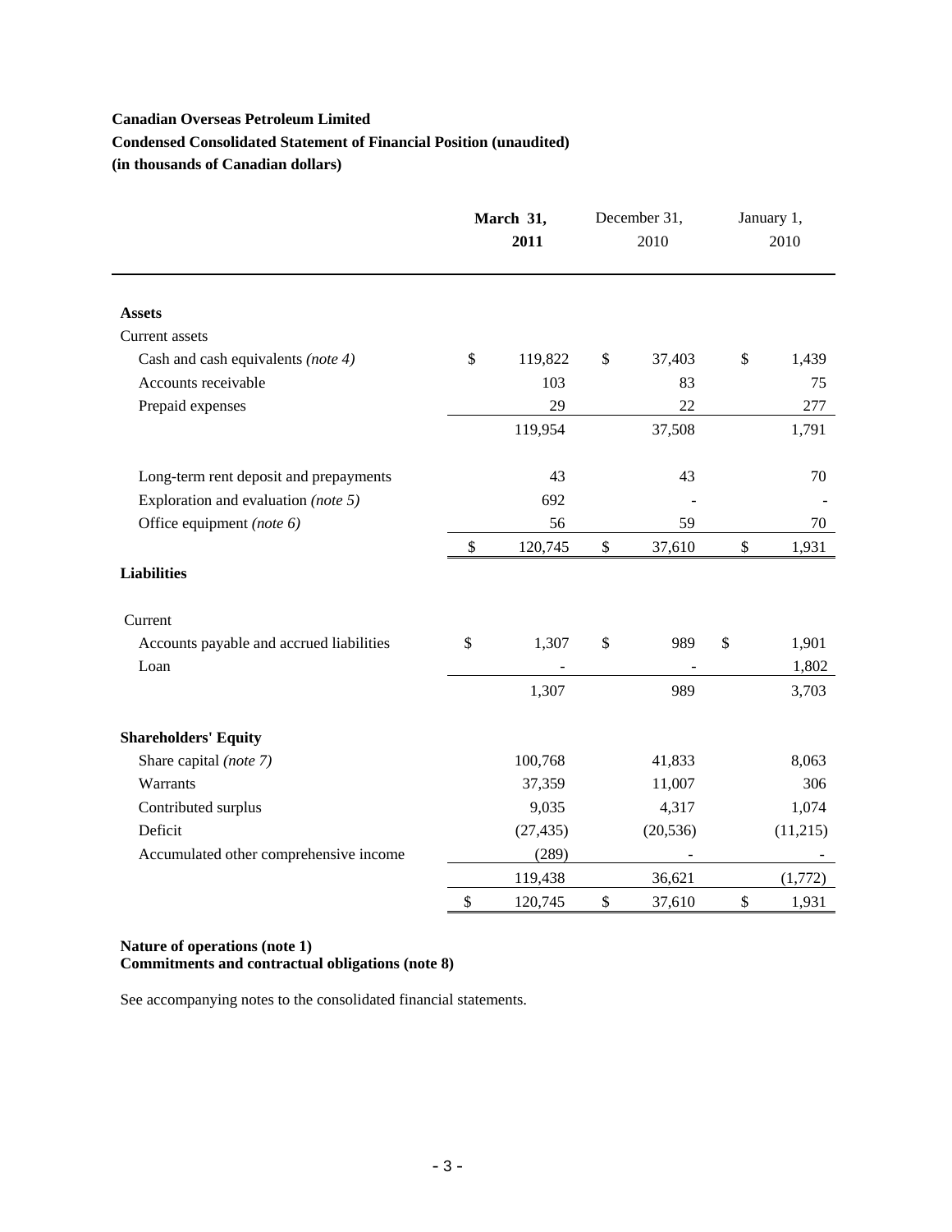**Canadian Overseas Petroleum Limited**

**Condensed Consolidated Statement of Financial Position (unaudited)**

**(in thousands of Canadian dollars)**

| | **March 31, 2011** | December 31, 2010 | January 1, 2010 |
|---|---|---|---|
| **Assets** | | | |
| Current assets | | | |
| Cash and cash equivalents *(note 4)* | $ 119,822 | $ 37,403 | $ 1,439 |
| Accounts receivable | 103 | 83 | 75 |
| Prepaid expenses | 29 | 22 | 277 |
| | 119,954 | 37,508 | 1,791 |
| Long-term rent deposit and prepayments | 43 | 43 | 70 |
| Exploration and evaluation *(note 5)* | 692 | - | - |
| Office equipment *(note 6)* | 56 | 59 | 70 |
| | $ 120,745 | $ 37,610 | $ 1,931 |
| **Liabilities** | | | |
| Current | | | |
| Accounts payable and accrued liabilities | $ 1,307 | $ 989 | $ 1,901 |
| Loan | - | - | 1,802 |
| | 1,307 | 989 | 3,703 |
| **Shareholders' Equity** | | | |
| Share capital *(note 7)* | 100,768 | 41,833 | 8,063 |
| Warrants | 37,359 | 11,007 | 306 |
| Contributed surplus | 9,035 | 4,317 | 1,074 |
| Deficit | (27,435) | (20,536) | (11,215) |
| Accumulated other comprehensive income | (289) | - | - |
| | 119,438 | 36,621 | (1,772) |
| | $ 120,745 | $ 37,610 | $ 1,931 |

**Nature of operations (note 1)**
**Commitments and contractual obligations (note 8)**

See accompanying notes to the consolidated financial statements.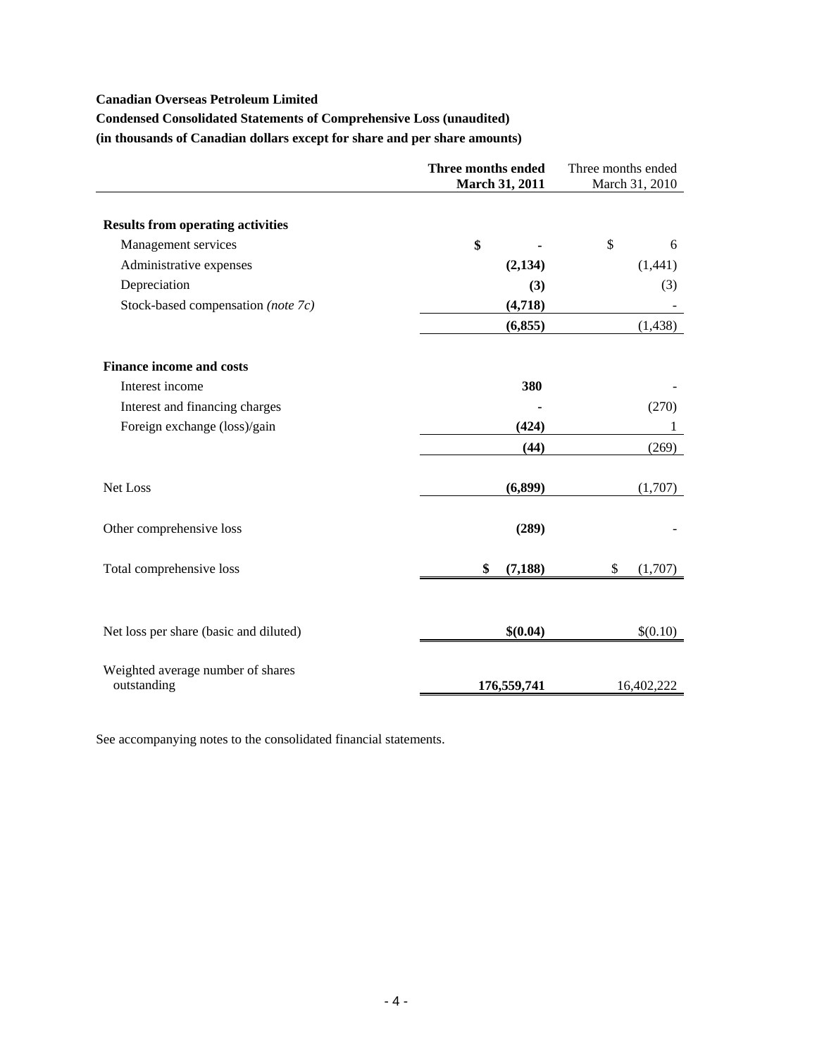**Canadian Overseas Petroleum Limited**

**Condensed Consolidated Statements of Comprehensive Loss (unaudited)**

**(in thousands of Canadian dollars except for share and per share amounts)**

| | **Three months ended March 31, 2011** | Three months ended March 31, 2010 |
|---|---|---|
| **Results from operating activities** | | |
| Management services | **$ -** | $ 6 |
| Administrative expenses | **(2,134)** | (1,441) |
| Depreciation | **(3)** | (3) |
| Stock-based compensation *(note 7c)* | **(4,718)** | - |
| | **(6,855)** | (1,438) |
| **Finance income and costs** | | |
| Interest income | **380** | - |
| Interest and financing charges | **-** | (270) |
| Foreign exchange (loss)/gain | **(424)** | 1 |
| | **(44)** | (269) |
| Net Loss | **(6,899)** | (1,707) |
| Other comprehensive loss | **(289)** | - |
| Total comprehensive loss | **$ (7,188)** | $ (1,707) |
| Net loss per share (basic and diluted) | **$(0.04)** | $(0.10) |
| Weighted average number of shares outstanding | **176,559,741** | 16,402,222 |

See accompanying notes to the consolidated financial statements.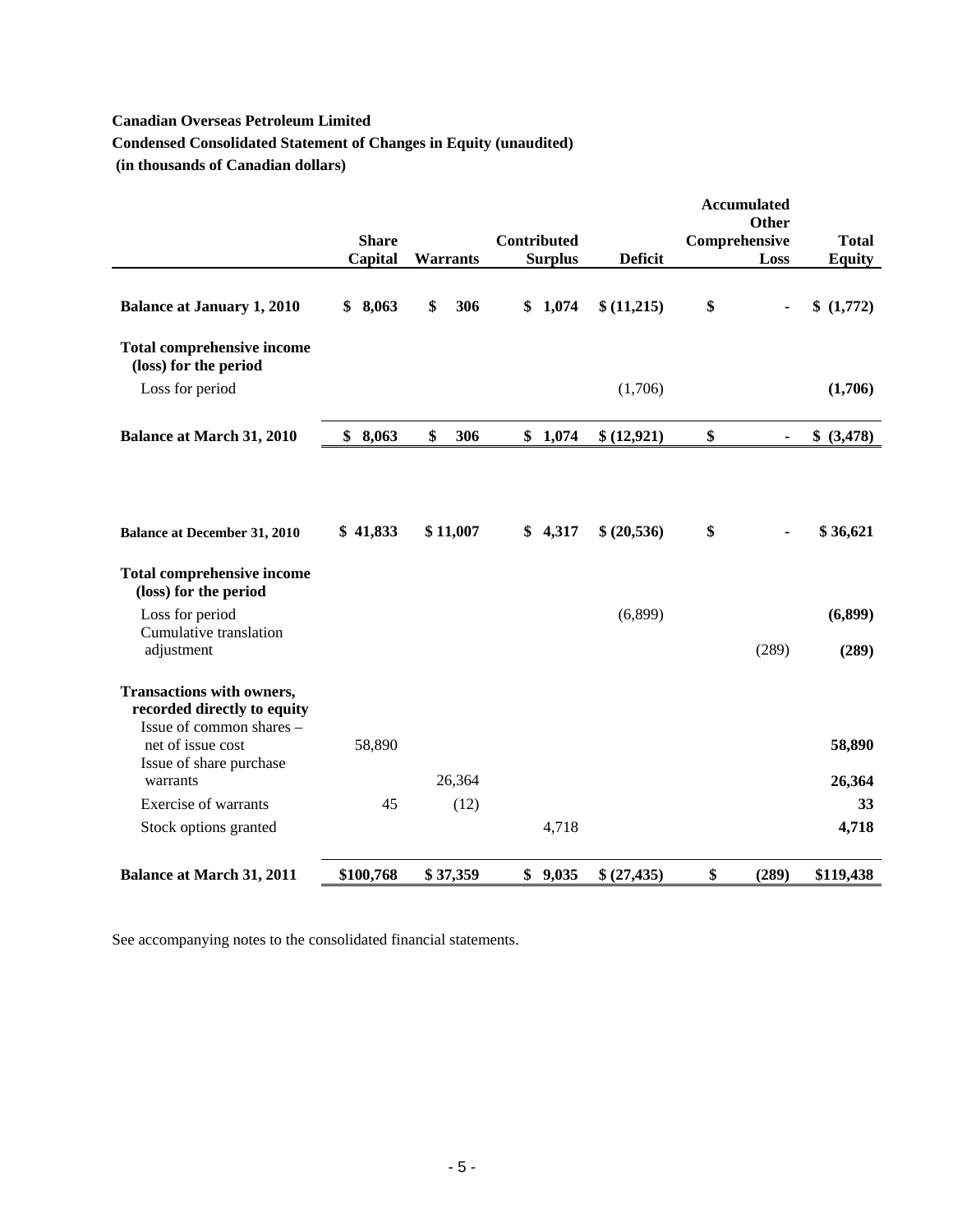**Canadian Overseas Petroleum Limited**

**Condensed Consolidated Statement of Changes in Equity (unaudited)**

**(in thousands of Canadian dollars)**

| | Share Capital | Warrants | Contributed Surplus | Deficit | Accumulated Other Comprehensive Loss | Total Equity |
|---|---|---|---|---|---|---|
| **Balance at January 1, 2010** | **$ 8,063** | **$ 306** | **$ 1,074** | **$ (11,215)** | **$ -** | **$ (1,772)** |
| **Total comprehensive income (loss) for the period** | | | | | | |
| Loss for period | | | | (1,706) | | **(1,706)** |
| **Balance at March 31, 2010** | **$ 8,063** | **$ 306** | **$ 1,074** | **$ (12,921)** | **$ -** | **$ (3,478)** |
| | | | | | | |
| **Balance at December 31, 2010** | **$ 41,833** | **$ 11,007** | **$ 4,317** | **$ (20,536)** | **$ -** | **$ 36,621** |
| **Total comprehensive income (loss) for the period** | | | | | | |
| Loss for period | | | | (6,899) | | **(6,899)** |
| Cumulative translation adjustment | | | | | (289) | **(289)** |
| **Transactions with owners, recorded directly to equity** | | | | | | |
| Issue of common shares – net of issue cost | 58,890 | | | | | **58,890** |
| Issue of share purchase warrants | | 26,364 | | | | **26,364** |
| Exercise of warrants | 45 | (12) | | | | **33** |
| Stock options granted | | | 4,718 | | | **4,718** |
| **Balance at March 31, 2011** | **$100,768** | **$ 37,359** | **$ 9,035** | **$ (27,435)** | **$ (289)** | **$119,438** |

See accompanying notes to the consolidated financial statements.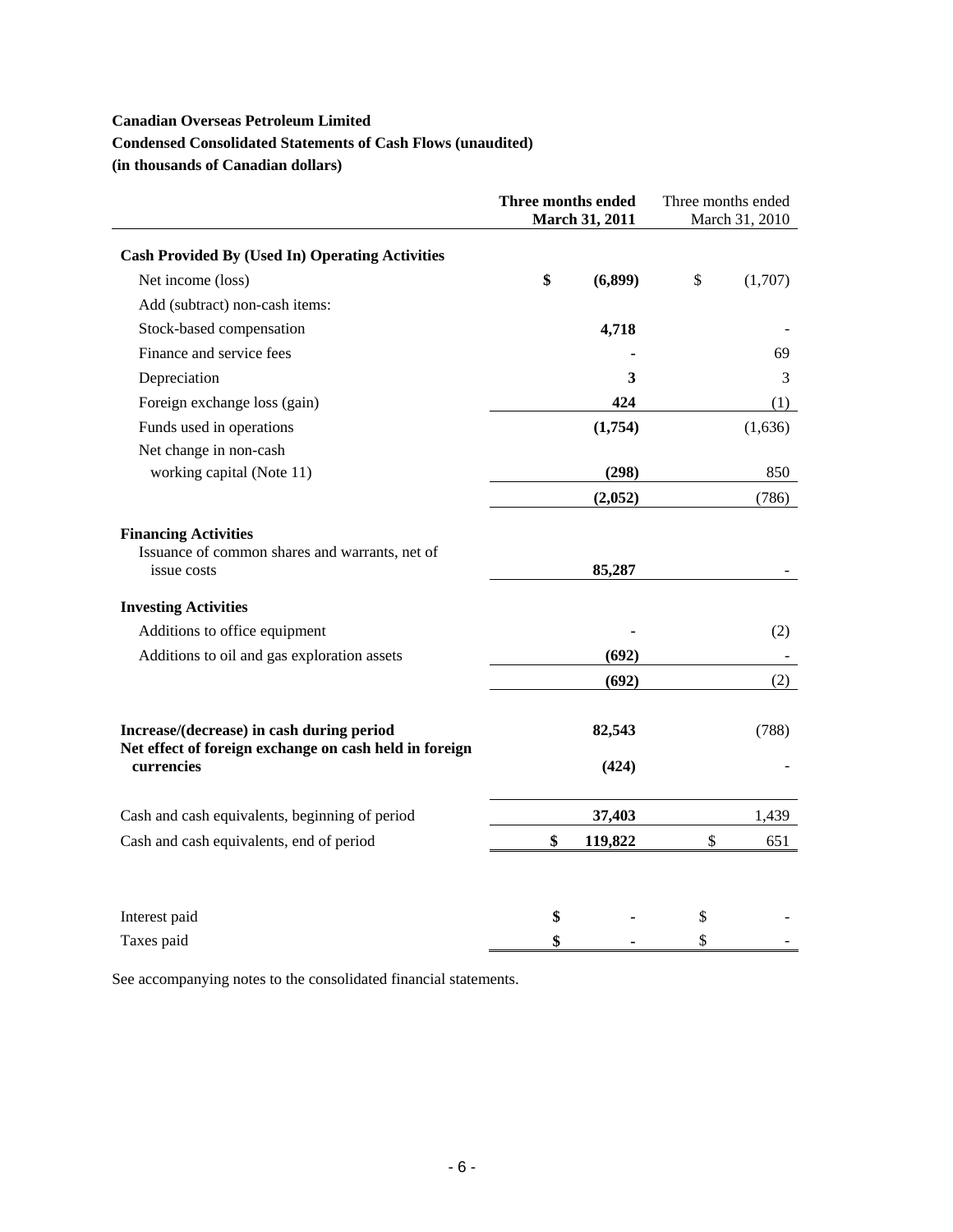**Canadian Overseas Petroleum Limited**
**Condensed Consolidated Statements of Cash Flows (unaudited)**
**(in thousands of Canadian dollars)**

| | **Three months ended March 31, 2011** | Three months ended March 31, 2010 |
|---|---|---|
| **Cash Provided By (Used In) Operating Activities** | | |
| Net income (loss) | **$ (6,899)** | $ (1,707) |
| Add (subtract) non-cash items: | | |
| Stock-based compensation | **4,718** | - |
| Finance and service fees | **-** | 69 |
| Depreciation | **3** | 3 |
| Foreign exchange loss (gain) | **424** | (1) |
| Funds used in operations | **(1,754)** | (1,636) |
| Net change in non-cash working capital (Note 11) | **(298)** | 850 |
| | **(2,052)** | (786) |
| **Financing Activities** | | |
| Issuance of common shares and warrants, net of issue costs | **85,287** | - |
| **Investing Activities** | | |
| Additions to office equipment | **-** | (2) |
| Additions to oil and gas exploration assets | **(692)** | - |
| | **(692)** | (2) |
| **Increase/(decrease) in cash during period** | **82,543** | (788) |
| **Net effect of foreign exchange on cash held in foreign currencies** | **(424)** | - |
| Cash and cash equivalents, beginning of period | **37,403** | 1,439 |
| Cash and cash equivalents, end of period | **$ 119,822** | $ 651 |
| Interest paid | **$ -** | $ - |
| Taxes paid | **$ -** | $ - |

See accompanying notes to the consolidated financial statements.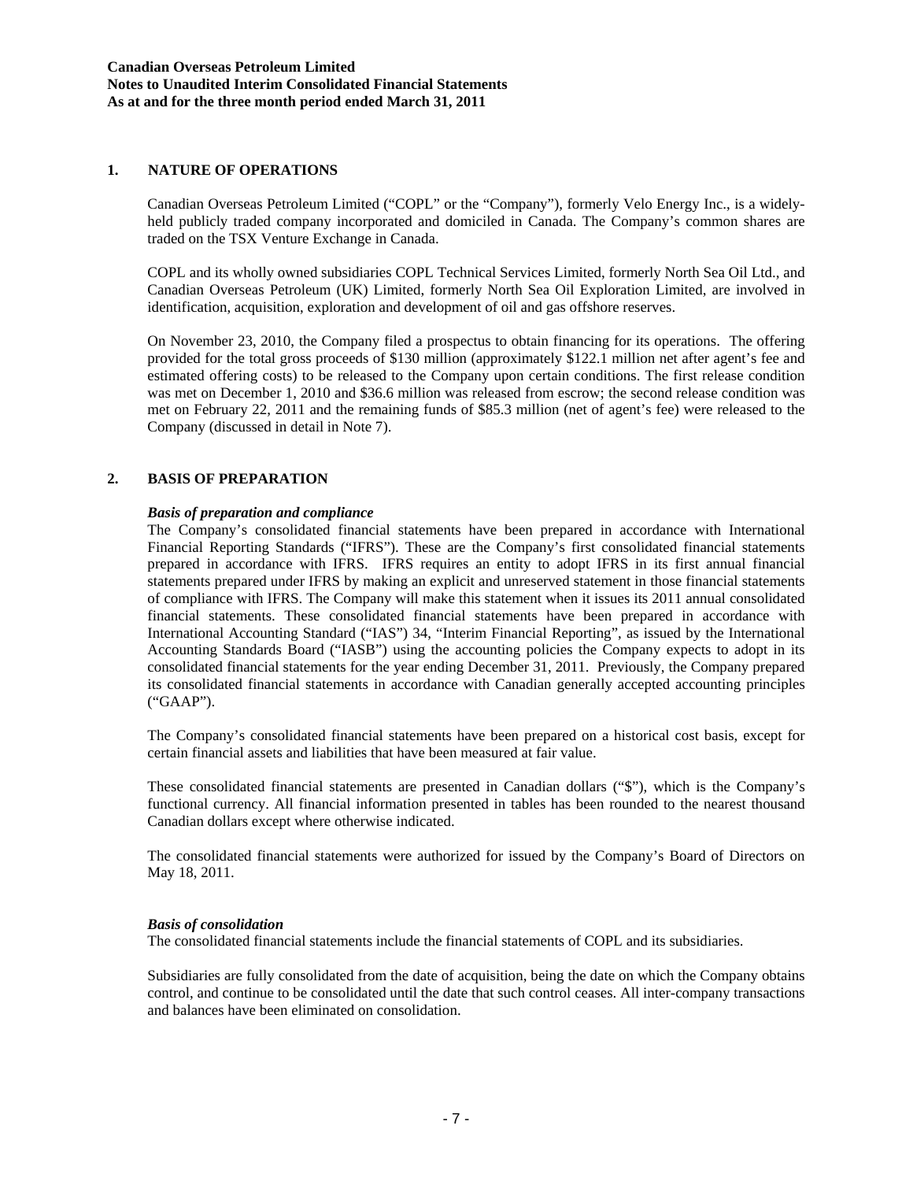## 1. NATURE OF OPERATIONS

Canadian Overseas Petroleum Limited ("COPL" or the "Company"), formerly Velo Energy Inc., is a widely-held publicly traded company incorporated and domiciled in Canada. The Company's common shares are traded on the TSX Venture Exchange in Canada.

COPL and its wholly owned subsidiaries COPL Technical Services Limited, formerly North Sea Oil Ltd., and Canadian Overseas Petroleum (UK) Limited, formerly North Sea Oil Exploration Limited, are involved in identification, acquisition, exploration and development of oil and gas offshore reserves.

On November 23, 2010, the Company filed a prospectus to obtain financing for its operations. The offering provided for the total gross proceeds of $130 million (approximately $122.1 million net after agent's fee and estimated offering costs) to be released to the Company upon certain conditions. The first release condition was met on December 1, 2010 and $36.6 million was released from escrow; the second release condition was met on February 22, 2011 and the remaining funds of $85.3 million (net of agent's fee) were released to the Company (discussed in detail in Note 7).

## 2. BASIS OF PREPARATION

***Basis of preparation and compliance***

The Company's consolidated financial statements have been prepared in accordance with International Financial Reporting Standards ("IFRS"). These are the Company's first consolidated financial statements prepared in accordance with IFRS. IFRS requires an entity to adopt IFRS in its first annual financial statements prepared under IFRS by making an explicit and unreserved statement in those financial statements of compliance with IFRS. The Company will make this statement when it issues its 2011 annual consolidated financial statements. These consolidated financial statements have been prepared in accordance with International Accounting Standard ("IAS") 34, "Interim Financial Reporting", as issued by the International Accounting Standards Board ("IASB") using the accounting policies the Company expects to adopt in its consolidated financial statements for the year ending December 31, 2011. Previously, the Company prepared its consolidated financial statements in accordance with Canadian generally accepted accounting principles ("GAAP").

The Company's consolidated financial statements have been prepared on a historical cost basis, except for certain financial assets and liabilities that have been measured at fair value.

These consolidated financial statements are presented in Canadian dollars ("$"), which is the Company's functional currency. All financial information presented in tables has been rounded to the nearest thousand Canadian dollars except where otherwise indicated.

The consolidated financial statements were authorized for issued by the Company's Board of Directors on May 18, 2011.

***Basis of consolidation***

The consolidated financial statements include the financial statements of COPL and its subsidiaries.

Subsidiaries are fully consolidated from the date of acquisition, being the date on which the Company obtains control, and continue to be consolidated until the date that such control ceases. All inter-company transactions and balances have been eliminated on consolidation.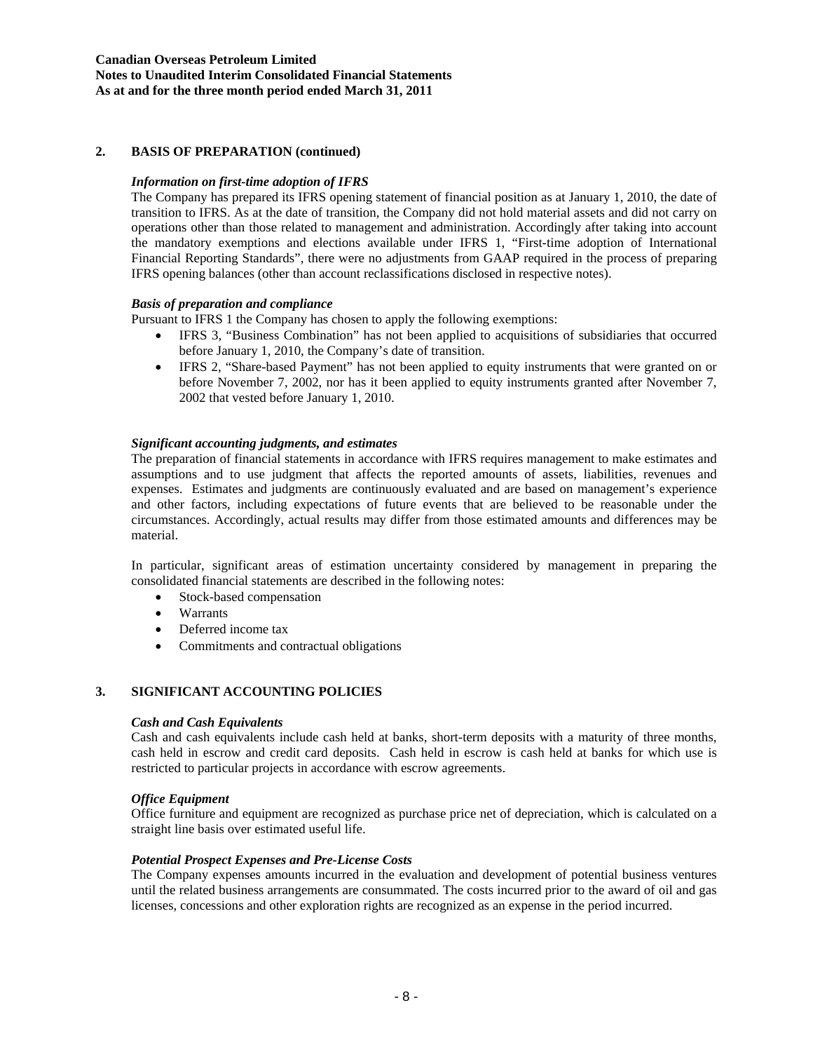## 2. BASIS OF PREPARATION (continued)

### *Information on first-time adoption of IFRS*

The Company has prepared its IFRS opening statement of financial position as at January 1, 2010, the date of transition to IFRS. As at the date of transition, the Company did not hold material assets and did not carry on operations other than those related to management and administration. Accordingly after taking into account the mandatory exemptions and elections available under IFRS 1, "First-time adoption of International Financial Reporting Standards", there were no adjustments from GAAP required in the process of preparing IFRS opening balances (other than account reclassifications disclosed in respective notes).

### *Basis of preparation and compliance*

Pursuant to IFRS 1 the Company has chosen to apply the following exemptions:

- IFRS 3, "Business Combination" has not been applied to acquisitions of subsidiaries that occurred before January 1, 2010, the Company's date of transition.
- IFRS 2, "Share-based Payment" has not been applied to equity instruments that were granted on or before November 7, 2002, nor has it been applied to equity instruments granted after November 7, 2002 that vested before January 1, 2010.

### *Significant accounting judgments, and estimates*

The preparation of financial statements in accordance with IFRS requires management to make estimates and assumptions and to use judgment that affects the reported amounts of assets, liabilities, revenues and expenses. Estimates and judgments are continuously evaluated and are based on management's experience and other factors, including expectations of future events that are believed to be reasonable under the circumstances. Accordingly, actual results may differ from those estimated amounts and differences may be material.

In particular, significant areas of estimation uncertainty considered by management in preparing the consolidated financial statements are described in the following notes:

- Stock-based compensation
- Warrants
- Deferred income tax
- Commitments and contractual obligations

## 3. SIGNIFICANT ACCOUNTING POLICIES

### *Cash and Cash Equivalents*

Cash and cash equivalents include cash held at banks, short-term deposits with a maturity of three months, cash held in escrow and credit card deposits. Cash held in escrow is cash held at banks for which use is restricted to particular projects in accordance with escrow agreements.

### *Office Equipment*

Office furniture and equipment are recognized as purchase price net of depreciation, which is calculated on a straight line basis over estimated useful life.

### *Potential Prospect Expenses and Pre-License Costs*

The Company expenses amounts incurred in the evaluation and development of potential business ventures until the related business arrangements are consummated. The costs incurred prior to the award of oil and gas licenses, concessions and other exploration rights are recognized as an expense in the period incurred.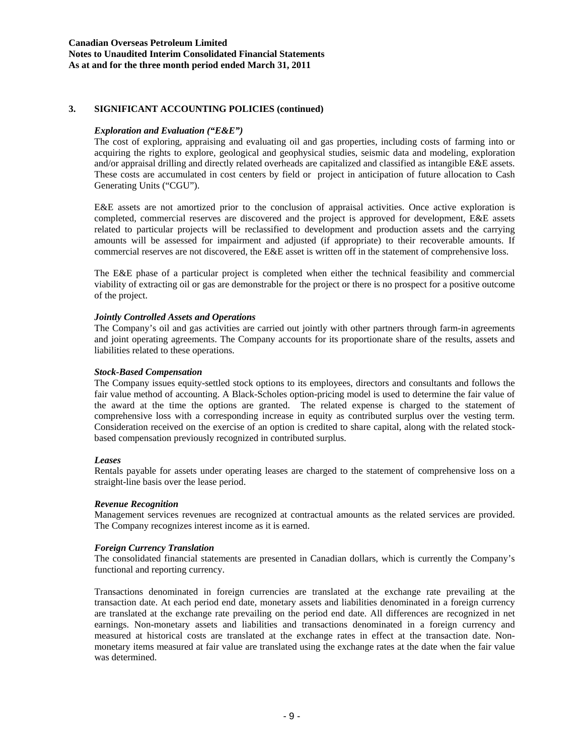## 3. SIGNIFICANT ACCOUNTING POLICIES (continued)

### *Exploration and Evaluation ("E&E")*

The cost of exploring, appraising and evaluating oil and gas properties, including costs of farming into or acquiring the rights to explore, geological and geophysical studies, seismic data and modeling, exploration and/or appraisal drilling and directly related overheads are capitalized and classified as intangible E&E assets. These costs are accumulated in cost centers by field or project in anticipation of future allocation to Cash Generating Units ("CGU").

E&E assets are not amortized prior to the conclusion of appraisal activities. Once active exploration is completed, commercial reserves are discovered and the project is approved for development, E&E assets related to particular projects will be reclassified to development and production assets and the carrying amounts will be assessed for impairment and adjusted (if appropriate) to their recoverable amounts. If commercial reserves are not discovered, the E&E asset is written off in the statement of comprehensive loss.

The E&E phase of a particular project is completed when either the technical feasibility and commercial viability of extracting oil or gas are demonstrable for the project or there is no prospect for a positive outcome of the project.

### *Jointly Controlled Assets and Operations*

The Company's oil and gas activities are carried out jointly with other partners through farm-in agreements and joint operating agreements. The Company accounts for its proportionate share of the results, assets and liabilities related to these operations.

### *Stock-Based Compensation*

The Company issues equity-settled stock options to its employees, directors and consultants and follows the fair value method of accounting. A Black-Scholes option-pricing model is used to determine the fair value of the award at the time the options are granted. The related expense is charged to the statement of comprehensive loss with a corresponding increase in equity as contributed surplus over the vesting term. Consideration received on the exercise of an option is credited to share capital, along with the related stock-based compensation previously recognized in contributed surplus.

### *Leases*

Rentals payable for assets under operating leases are charged to the statement of comprehensive loss on a straight-line basis over the lease period.

### *Revenue Recognition*

Management services revenues are recognized at contractual amounts as the related services are provided. The Company recognizes interest income as it is earned.

### *Foreign Currency Translation*

The consolidated financial statements are presented in Canadian dollars, which is currently the Company's functional and reporting currency.

Transactions denominated in foreign currencies are translated at the exchange rate prevailing at the transaction date. At each period end date, monetary assets and liabilities denominated in a foreign currency are translated at the exchange rate prevailing on the period end date. All differences are recognized in net earnings. Non-monetary assets and liabilities and transactions denominated in a foreign currency and measured at historical costs are translated at the exchange rates in effect at the transaction date. Non-monetary items measured at fair value are translated using the exchange rates at the date when the fair value was determined.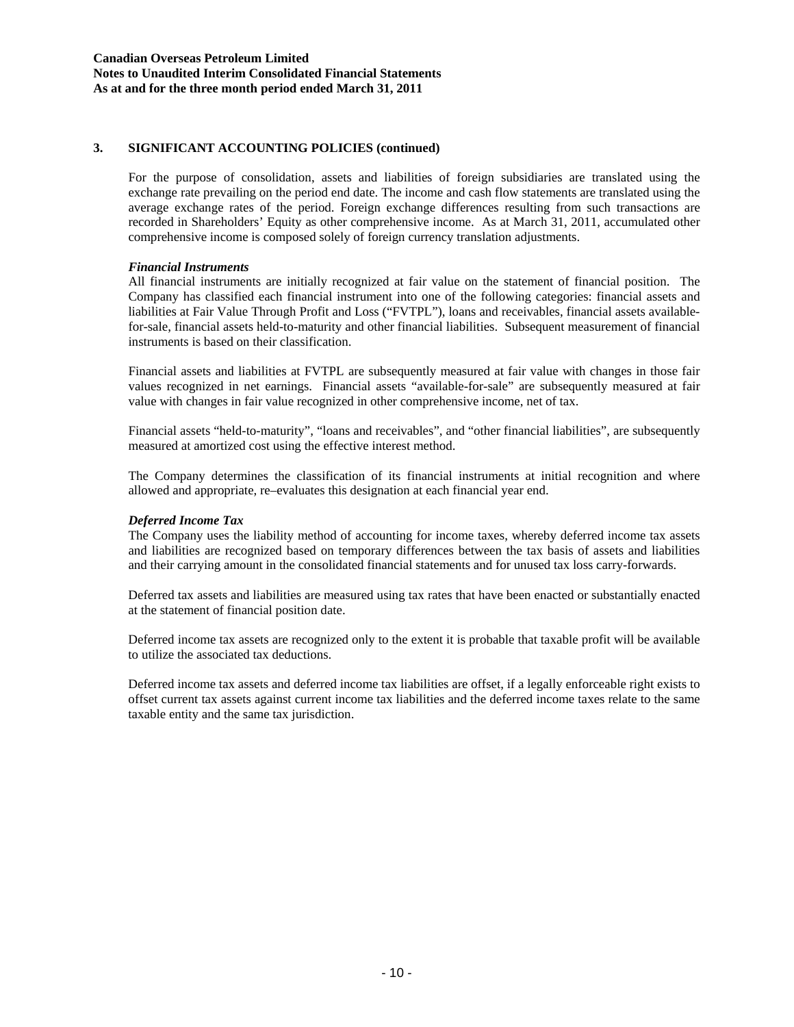## 3. SIGNIFICANT ACCOUNTING POLICIES (continued)

For the purpose of consolidation, assets and liabilities of foreign subsidiaries are translated using the exchange rate prevailing on the period end date. The income and cash flow statements are translated using the average exchange rates of the period. Foreign exchange differences resulting from such transactions are recorded in Shareholders' Equity as other comprehensive income. As at March 31, 2011, accumulated other comprehensive income is composed solely of foreign currency translation adjustments.

***Financial Instruments***

All financial instruments are initially recognized at fair value on the statement of financial position. The Company has classified each financial instrument into one of the following categories: financial assets and liabilities at Fair Value Through Profit and Loss ("FVTPL"), loans and receivables, financial assets available-for-sale, financial assets held-to-maturity and other financial liabilities. Subsequent measurement of financial instruments is based on their classification.

Financial assets and liabilities at FVTPL are subsequently measured at fair value with changes in those fair values recognized in net earnings. Financial assets "available-for-sale" are subsequently measured at fair value with changes in fair value recognized in other comprehensive income, net of tax.

Financial assets "held-to-maturity", "loans and receivables", and "other financial liabilities", are subsequently measured at amortized cost using the effective interest method.

The Company determines the classification of its financial instruments at initial recognition and where allowed and appropriate, re–evaluates this designation at each financial year end.

***Deferred Income Tax***

The Company uses the liability method of accounting for income taxes, whereby deferred income tax assets and liabilities are recognized based on temporary differences between the tax basis of assets and liabilities and their carrying amount in the consolidated financial statements and for unused tax loss carry-forwards.

Deferred tax assets and liabilities are measured using tax rates that have been enacted or substantially enacted at the statement of financial position date.

Deferred income tax assets are recognized only to the extent it is probable that taxable profit will be available to utilize the associated tax deductions.

Deferred income tax assets and deferred income tax liabilities are offset, if a legally enforceable right exists to offset current tax assets against current income tax liabilities and the deferred income taxes relate to the same taxable entity and the same tax jurisdiction.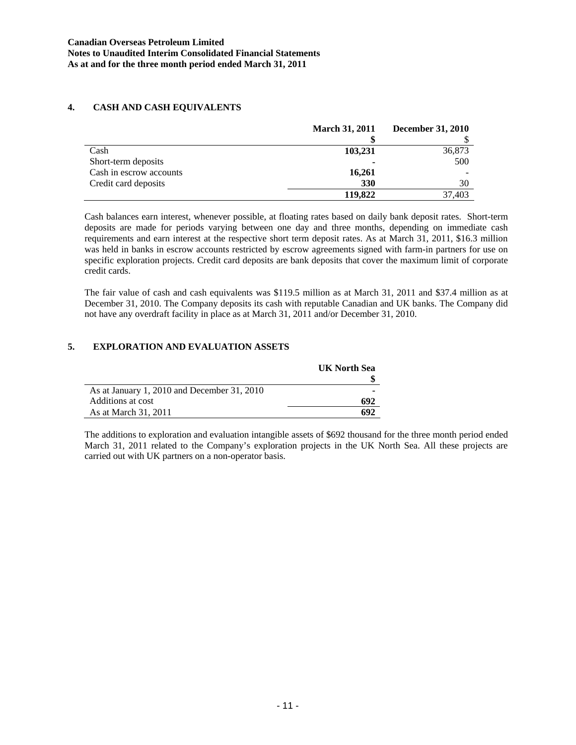## 4. CASH AND CASH EQUIVALENTS

| | March 31, 2011 | December 31, 2010 |
|---|---|---|
| | $ | $ |
| Cash | **103,231** | 36,873 |
| Short-term deposits | **-** | 500 |
| Cash in escrow accounts | **16,261** | - |
| Credit card deposits | **330** | 30 |
| | **119,822** | 37,403 |

Cash balances earn interest, whenever possible, at floating rates based on daily bank deposit rates. Short-term deposits are made for periods varying between one day and three months, depending on immediate cash requirements and earn interest at the respective short term deposit rates. As at March 31, 2011, $16.3 million was held in banks in escrow accounts restricted by escrow agreements signed with farm-in partners for use on specific exploration projects. Credit card deposits are bank deposits that cover the maximum limit of corporate credit cards.

The fair value of cash and cash equivalents was $119.5 million as at March 31, 2011 and $37.4 million as at December 31, 2010. The Company deposits its cash with reputable Canadian and UK banks. The Company did not have any overdraft facility in place as at March 31, 2011 and/or December 31, 2010.

## 5. EXPLORATION AND EVALUATION ASSETS

| | UK North Sea |
|---|---|
| | $ |
| As at January 1, 2010 and December 31, 2010 | **-** |
| Additions at cost | **692** |
| As at March 31, 2011 | **692** |

The additions to exploration and evaluation intangible assets of $692 thousand for the three month period ended March 31, 2011 related to the Company's exploration projects in the UK North Sea. All these projects are carried out with UK partners on a non-operator basis.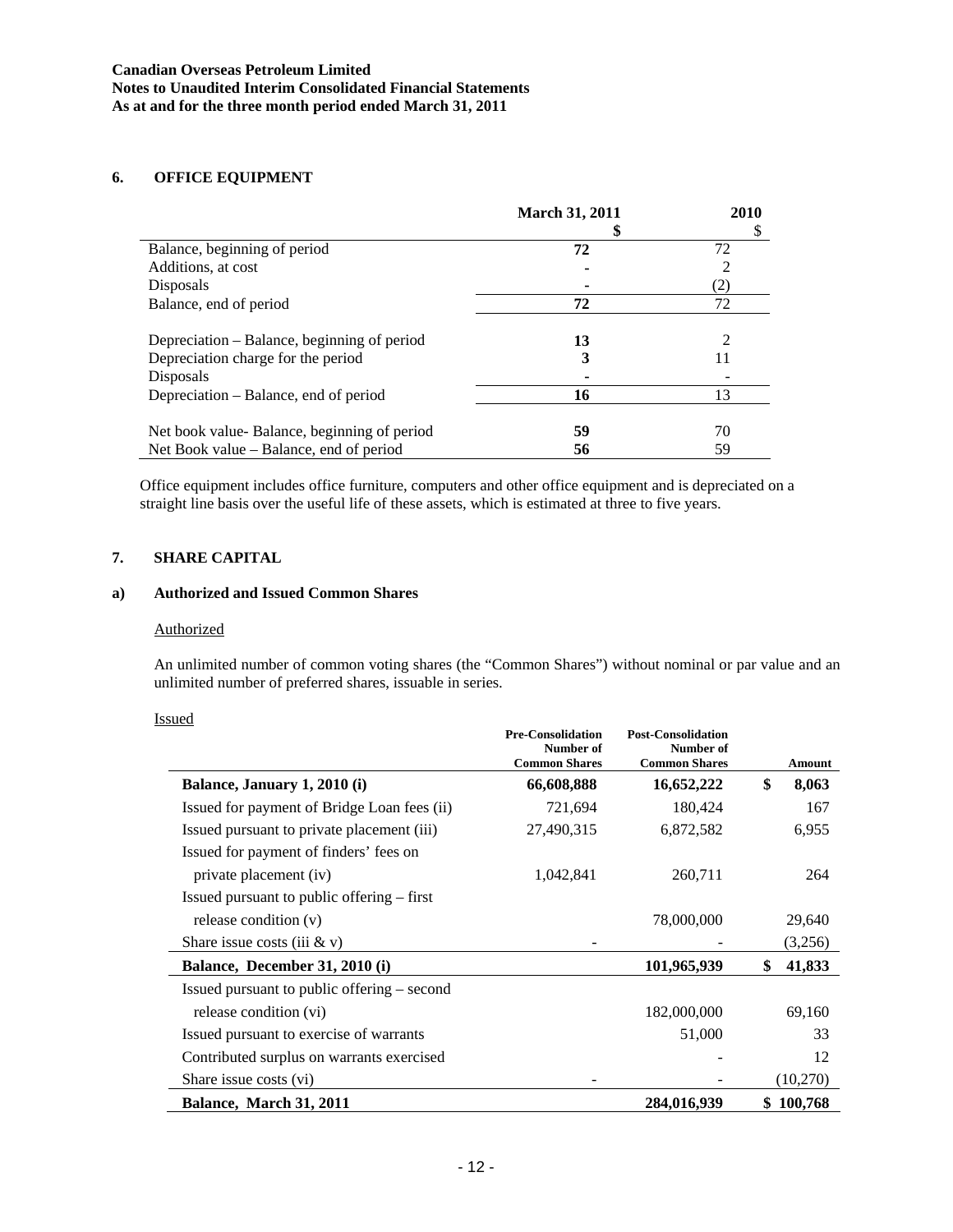## 6. OFFICE EQUIPMENT

| | March 31, 2011 | 2010 |
|---|---|---|
| | $ | $ |
| Balance, beginning of period | **72** | 72 |
| Additions, at cost | **-** | 2 |
| Disposals | **-** | (2) |
| Balance, end of period | **72** | 72 |
| | | |
| Depreciation – Balance, beginning of period | **13** | 2 |
| Depreciation charge for the period | **3** | 11 |
| Disposals | **-** | - |
| Depreciation – Balance, end of period | **16** | 13 |
| | | |
| Net book value- Balance, beginning of period | **59** | 70 |
| Net Book value – Balance, end of period | **56** | 59 |

Office equipment includes office furniture, computers and other office equipment and is depreciated on a straight line basis over the useful life of these assets, which is estimated at three to five years.

## 7. SHARE CAPITAL

### a) Authorized and Issued Common Shares

Authorized

An unlimited number of common voting shares (the "Common Shares") without nominal or par value and an unlimited number of preferred shares, issuable in series.

Issued

| | Pre-Consolidation Number of Common Shares | Post-Consolidation Number of Common Shares | Amount |
|---|---|---|---|
| **Balance, January 1, 2010 (i)** | **66,608,888** | **16,652,222** | **$ 8,063** |
| Issued for payment of Bridge Loan fees (ii) | 721,694 | 180,424 | 167 |
| Issued pursuant to private placement (iii) | 27,490,315 | 6,872,582 | 6,955 |
| Issued for payment of finders' fees on private placement (iv) | 1,042,841 | 260,711 | 264 |
| Issued pursuant to public offering – first release condition (v) | | 78,000,000 | 29,640 |
| Share issue costs (iii & v) | - | - | (3,256) |
| **Balance, December 31, 2010 (i)** | | **101,965,939** | **$ 41,833** |
| Issued pursuant to public offering – second release condition (vi) | | 182,000,000 | 69,160 |
| Issued pursuant to exercise of warrants | | 51,000 | 33 |
| Contributed surplus on warrants exercised | | - | 12 |
| Share issue costs (vi) | - | - | (10,270) |
| **Balance, March 31, 2011** | | **284,016,939** | **$ 100,768** |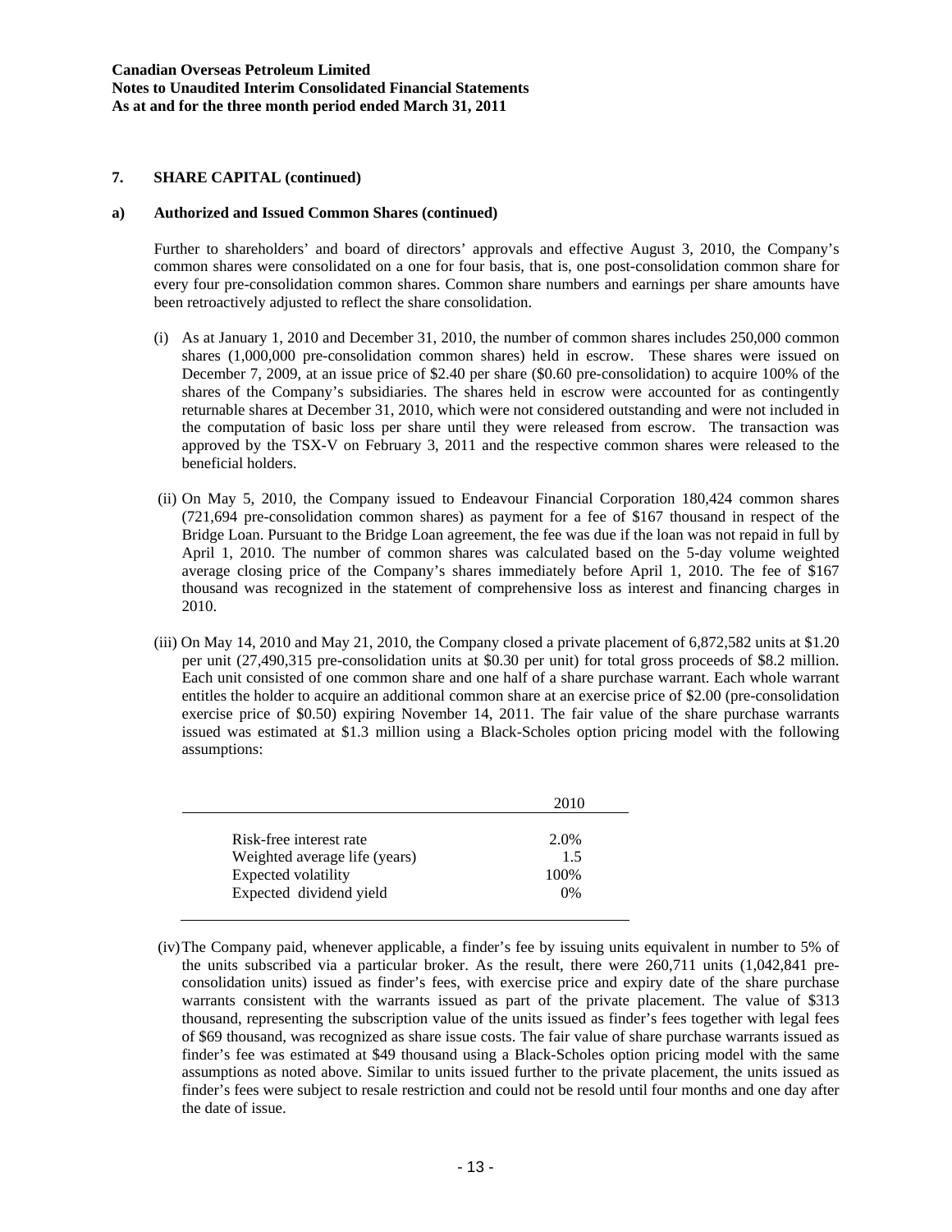**Canadian Overseas Petroleum Limited**
**Notes to Unaudited Interim Consolidated Financial Statements**
**As at and for the three month period ended March 31, 2011**

## 7. SHARE CAPITAL (continued)

### a) Authorized and Issued Common Shares (continued)

Further to shareholders' and board of directors' approvals and effective August 3, 2010, the Company's common shares were consolidated on a one for four basis, that is, one post-consolidation common share for every four pre-consolidation common shares. Common share numbers and earnings per share amounts have been retroactively adjusted to reflect the share consolidation.

(i) As at January 1, 2010 and December 31, 2010, the number of common shares includes 250,000 common shares (1,000,000 pre-consolidation common shares) held in escrow. These shares were issued on December 7, 2009, at an issue price of $2.40 per share ($0.60 pre-consolidation) to acquire 100% of the shares of the Company's subsidiaries. The shares held in escrow were accounted for as contingently returnable shares at December 31, 2010, which were not considered outstanding and were not included in the computation of basic loss per share until they were released from escrow. The transaction was approved by the TSX-V on February 3, 2011 and the respective common shares were released to the beneficial holders.

(ii) On May 5, 2010, the Company issued to Endeavour Financial Corporation 180,424 common shares (721,694 pre-consolidation common shares) as payment for a fee of $167 thousand in respect of the Bridge Loan. Pursuant to the Bridge Loan agreement, the fee was due if the loan was not repaid in full by April 1, 2010. The number of common shares was calculated based on the 5-day volume weighted average closing price of the Company's shares immediately before April 1, 2010. The fee of $167 thousand was recognized in the statement of comprehensive loss as interest and financing charges in 2010.

(iii) On May 14, 2010 and May 21, 2010, the Company closed a private placement of 6,872,582 units at $1.20 per unit (27,490,315 pre-consolidation units at $0.30 per unit) for total gross proceeds of $8.2 million. Each unit consisted of one common share and one half of a share purchase warrant. Each whole warrant entitles the holder to acquire an additional common share at an exercise price of $2.00 (pre-consolidation exercise price of $0.50) expiring November 14, 2011. The fair value of the share purchase warrants issued was estimated at $1.3 million using a Black-Scholes option pricing model with the following assumptions:

| | 2010 |
|---|---|
| Risk-free interest rate | 2.0% |
| Weighted average life (years) | 1.5 |
| Expected volatility | 100% |
| Expected dividend yield | 0% |

(iv) The Company paid, whenever applicable, a finder's fee by issuing units equivalent in number to 5% of the units subscribed via a particular broker. As the result, there were 260,711 units (1,042,841 pre-consolidation units) issued as finder's fees, with exercise price and expiry date of the share purchase warrants consistent with the warrants issued as part of the private placement. The value of $313 thousand, representing the subscription value of the units issued as finder's fees together with legal fees of $69 thousand, was recognized as share issue costs. The fair value of share purchase warrants issued as finder's fee was estimated at $49 thousand using a Black-Scholes option pricing model with the same assumptions as noted above. Similar to units issued further to the private placement, the units issued as finder's fees were subject to resale restriction and could not be resold until four months and one day after the date of issue.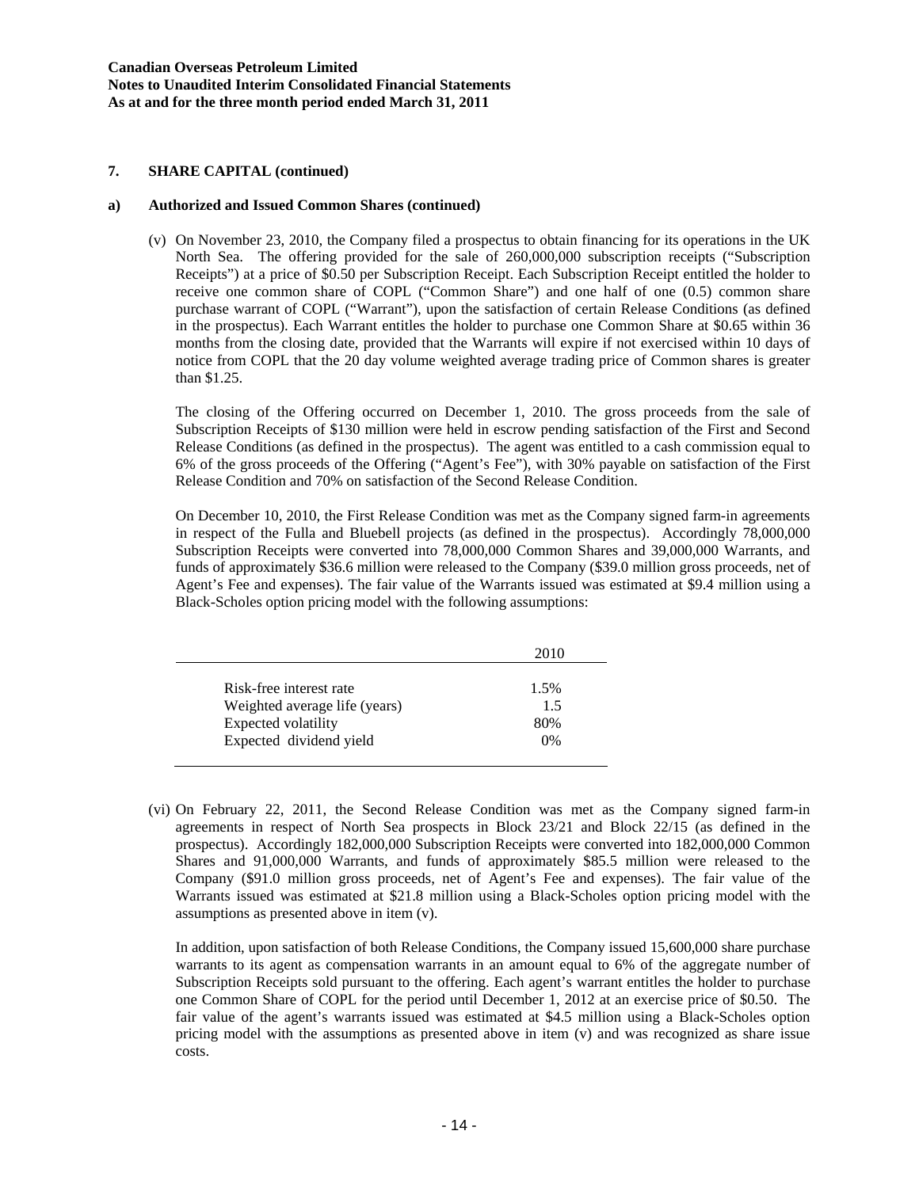## 7. SHARE CAPITAL (continued)

### a) Authorized and Issued Common Shares (continued)

(v) On November 23, 2010, the Company filed a prospectus to obtain financing for its operations in the UK North Sea. The offering provided for the sale of 260,000,000 subscription receipts ("Subscription Receipts") at a price of $0.50 per Subscription Receipt. Each Subscription Receipt entitled the holder to receive one common share of COPL ("Common Share") and one half of one (0.5) common share purchase warrant of COPL ("Warrant"), upon the satisfaction of certain Release Conditions (as defined in the prospectus). Each Warrant entitles the holder to purchase one Common Share at $0.65 within 36 months from the closing date, provided that the Warrants will expire if not exercised within 10 days of notice from COPL that the 20 day volume weighted average trading price of Common shares is greater than $1.25.

The closing of the Offering occurred on December 1, 2010. The gross proceeds from the sale of Subscription Receipts of $130 million were held in escrow pending satisfaction of the First and Second Release Conditions (as defined in the prospectus). The agent was entitled to a cash commission equal to 6% of the gross proceeds of the Offering ("Agent's Fee"), with 30% payable on satisfaction of the First Release Condition and 70% on satisfaction of the Second Release Condition.

On December 10, 2010, the First Release Condition was met as the Company signed farm-in agreements in respect of the Fulla and Bluebell projects (as defined in the prospectus). Accordingly 78,000,000 Subscription Receipts were converted into 78,000,000 Common Shares and 39,000,000 Warrants, and funds of approximately $36.6 million were released to the Company ($39.0 million gross proceeds, net of Agent's Fee and expenses). The fair value of the Warrants issued was estimated at $9.4 million using a Black-Scholes option pricing model with the following assumptions:

| | 2010 |
|---|---|
| Risk-free interest rate | 1.5% |
| Weighted average life (years) | 1.5 |
| Expected volatility | 80% |
| Expected dividend yield | 0% |

(vi) On February 22, 2011, the Second Release Condition was met as the Company signed farm-in agreements in respect of North Sea prospects in Block 23/21 and Block 22/15 (as defined in the prospectus). Accordingly 182,000,000 Subscription Receipts were converted into 182,000,000 Common Shares and 91,000,000 Warrants, and funds of approximately $85.5 million were released to the Company ($91.0 million gross proceeds, net of Agent's Fee and expenses). The fair value of the Warrants issued was estimated at $21.8 million using a Black-Scholes option pricing model with the assumptions as presented above in item (v).

In addition, upon satisfaction of both Release Conditions, the Company issued 15,600,000 share purchase warrants to its agent as compensation warrants in an amount equal to 6% of the aggregate number of Subscription Receipts sold pursuant to the offering. Each agent's warrant entitles the holder to purchase one Common Share of COPL for the period until December 1, 2012 at an exercise price of $0.50. The fair value of the agent's warrants issued was estimated at $4.5 million using a Black-Scholes option pricing model with the assumptions as presented above in item (v) and was recognized as share issue costs.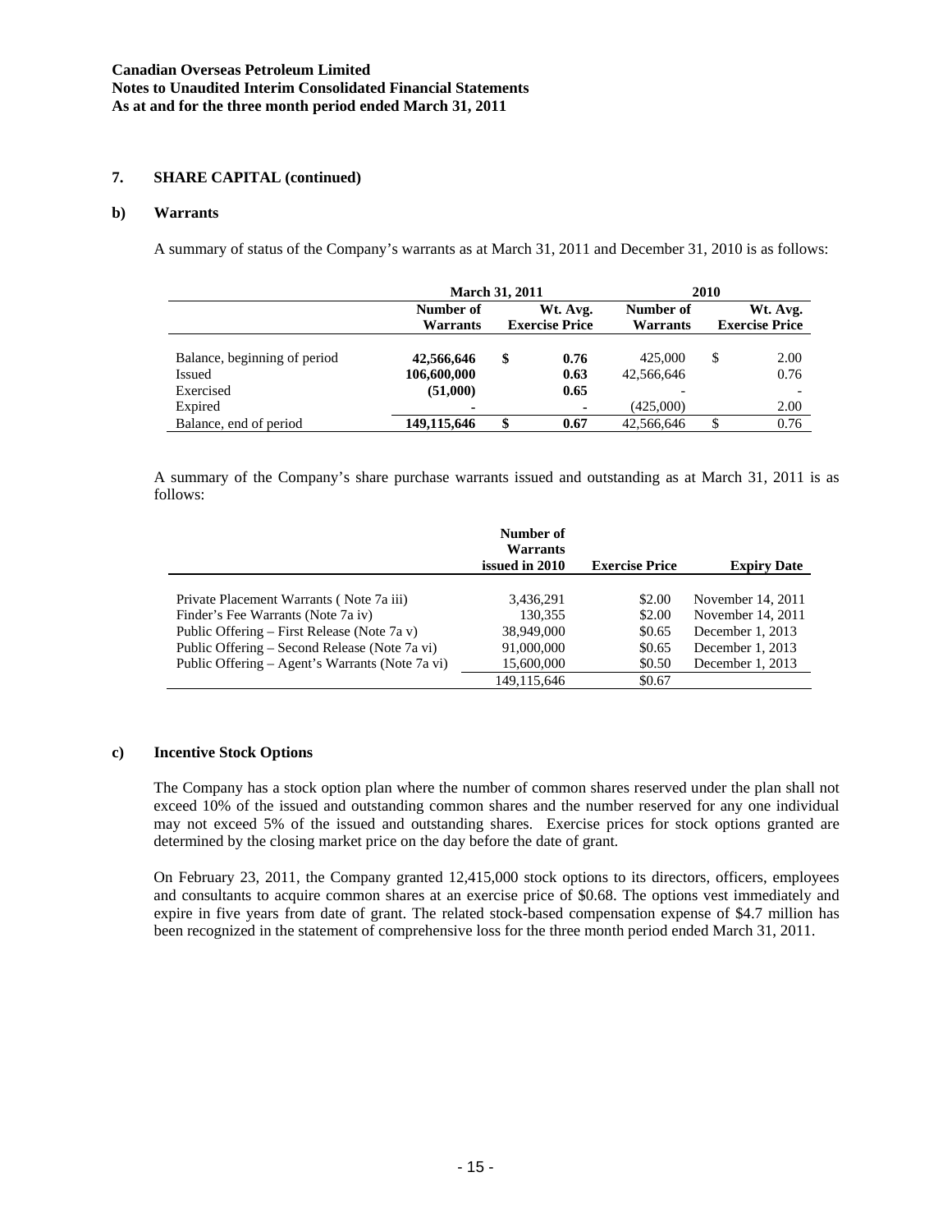### 7. SHARE CAPITAL (continued)

#### b) Warrants

A summary of status of the Company's warrants as at March 31, 2011 and December 31, 2010 is as follows:

| | March 31, 2011 | | 2010 | |
|---|---|---|---|---|
| | **Number of Warrants** | **Wt. Avg. Exercise Price** | **Number of Warrants** | **Wt. Avg. Exercise Price** |
| Balance, beginning of period | **42,566,646** | **$ 0.76** | 425,000 | $ 2.00 |
| Issued | **106,600,000** | **0.63** | 42,566,646 | 0.76 |
| Exercised | **(51,000)** | **0.65** | - | - |
| Expired | **-** | **-** | (425,000) | 2.00 |
| Balance, end of period | **149,115,646** | **$ 0.67** | 42,566,646 | $ 0.76 |

A summary of the Company's share purchase warrants issued and outstanding as at March 31, 2011 is as follows:

| | Number of Warrants issued in 2010 | Exercise Price | Expiry Date |
|---|---|---|---|
| Private Placement Warrants ( Note 7a iii) | 3,436,291 | $2.00 | November 14, 2011 |
| Finder's Fee Warrants (Note 7a iv) | 130,355 | $2.00 | November 14, 2011 |
| Public Offering – First Release (Note 7a v) | 38,949,000 | $0.65 | December 1, 2013 |
| Public Offering – Second Release (Note 7a vi) | 91,000,000 | $0.65 | December 1, 2013 |
| Public Offering – Agent's Warrants (Note 7a vi) | 15,600,000 | $0.50 | December 1, 2013 |
| | 149,115,646 | $0.67 | |

#### c) Incentive Stock Options

The Company has a stock option plan where the number of common shares reserved under the plan shall not exceed 10% of the issued and outstanding common shares and the number reserved for any one individual may not exceed 5% of the issued and outstanding shares. Exercise prices for stock options granted are determined by the closing market price on the day before the date of grant.

On February 23, 2011, the Company granted 12,415,000 stock options to its directors, officers, employees and consultants to acquire common shares at an exercise price of $0.68. The options vest immediately and expire in five years from date of grant. The related stock-based compensation expense of $4.7 million has been recognized in the statement of comprehensive loss for the three month period ended March 31, 2011.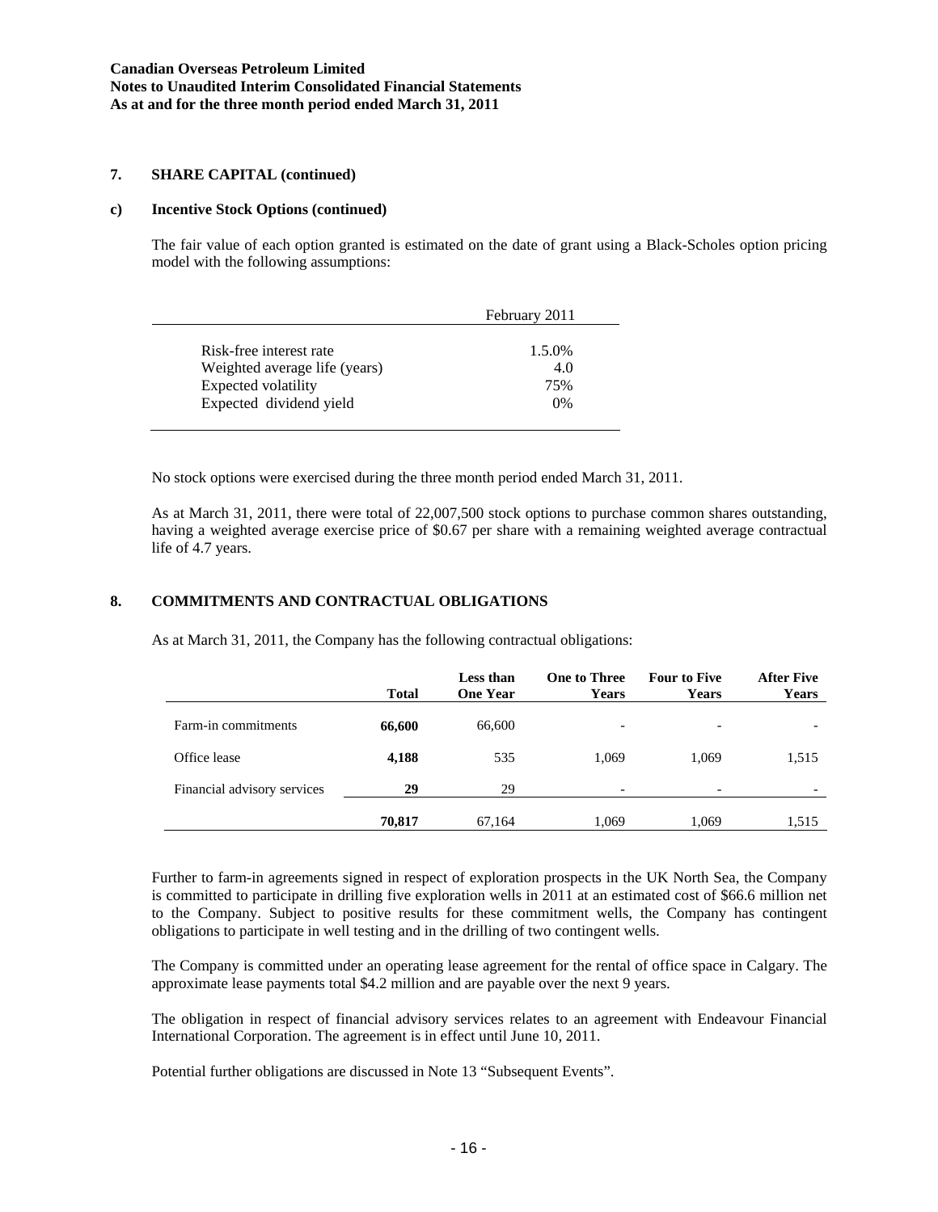## 7. SHARE CAPITAL (continued)

### c) Incentive Stock Options (continued)

The fair value of each option granted is estimated on the date of grant using a Black-Scholes option pricing model with the following assumptions:

| | February 2011 |
|---|---|
| Risk-free interest rate | 1.5.0% |
| Weighted average life (years) | 4.0 |
| Expected volatility | 75% |
| Expected dividend yield | 0% |

No stock options were exercised during the three month period ended March 31, 2011.

As at March 31, 2011, there were total of 22,007,500 stock options to purchase common shares outstanding, having a weighted average exercise price of $0.67 per share with a remaining weighted average contractual life of 4.7 years.

## 8. COMMITMENTS AND CONTRACTUAL OBLIGATIONS

As at March 31, 2011, the Company has the following contractual obligations:

| | Total | Less than One Year | One to Three Years | Four to Five Years | After Five Years |
|---|---|---|---|---|---|
| Farm-in commitments | **66,600** | 66,600 | - | - | - |
| Office lease | **4,188** | 535 | 1,069 | 1,069 | 1,515 |
| Financial advisory services | **29** | 29 | - | - | - |
| | **70,817** | 67,164 | 1,069 | 1,069 | 1,515 |

Further to farm-in agreements signed in respect of exploration prospects in the UK North Sea, the Company is committed to participate in drilling five exploration wells in 2011 at an estimated cost of $66.6 million net to the Company. Subject to positive results for these commitment wells, the Company has contingent obligations to participate in well testing and in the drilling of two contingent wells.

The Company is committed under an operating lease agreement for the rental of office space in Calgary. The approximate lease payments total $4.2 million and are payable over the next 9 years.

The obligation in respect of financial advisory services relates to an agreement with Endeavour Financial International Corporation. The agreement is in effect until June 10, 2011.

Potential further obligations are discussed in Note 13 "Subsequent Events".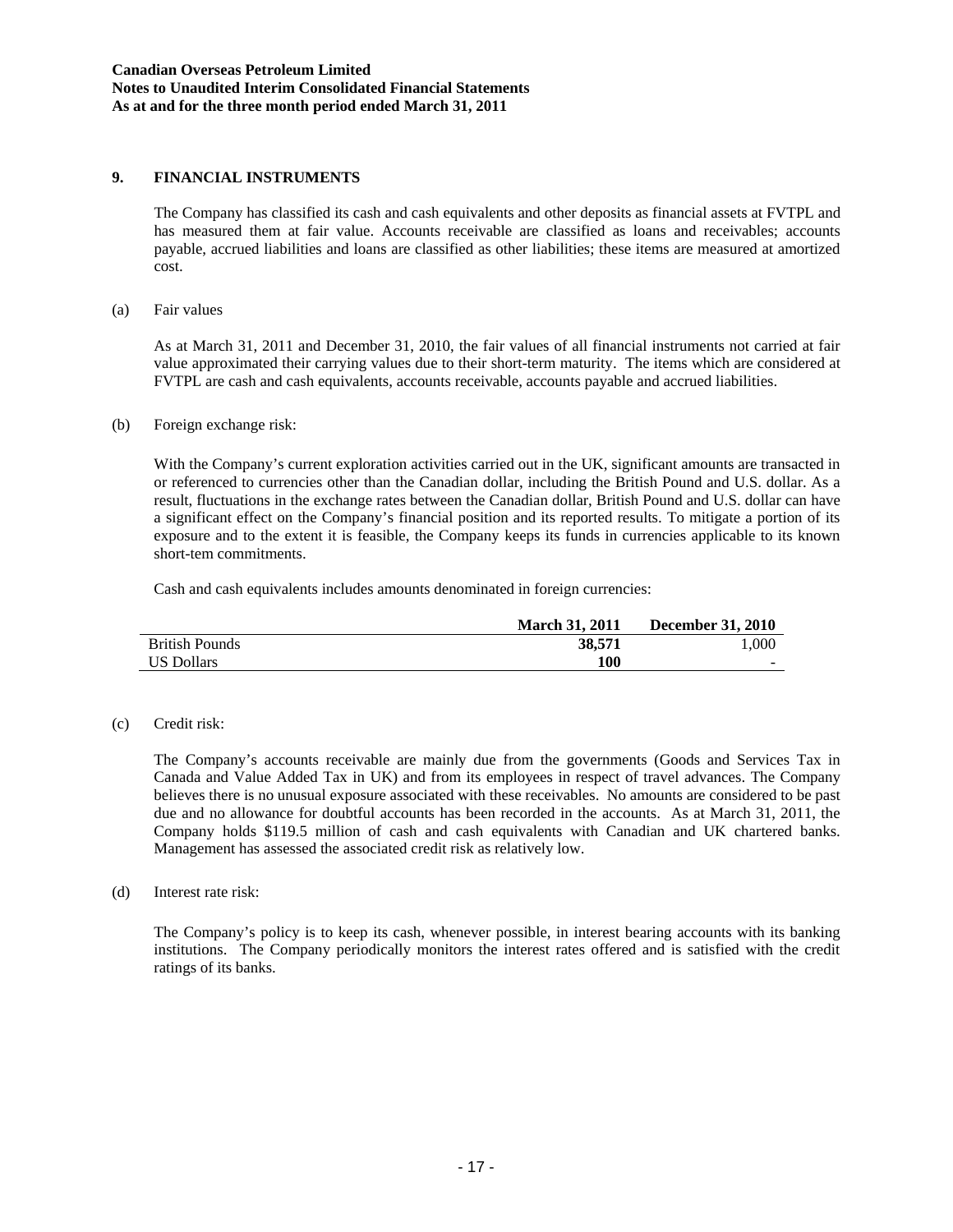## 9. FINANCIAL INSTRUMENTS

The Company has classified its cash and cash equivalents and other deposits as financial assets at FVTPL and has measured them at fair value. Accounts receivable are classified as loans and receivables; accounts payable, accrued liabilities and loans are classified as other liabilities; these items are measured at amortized cost.

(a) Fair values

As at March 31, 2011 and December 31, 2010, the fair values of all financial instruments not carried at fair value approximated their carrying values due to their short-term maturity. The items which are considered at FVTPL are cash and cash equivalents, accounts receivable, accounts payable and accrued liabilities.

(b) Foreign exchange risk:

With the Company's current exploration activities carried out in the UK, significant amounts are transacted in or referenced to currencies other than the Canadian dollar, including the British Pound and U.S. dollar. As a result, fluctuations in the exchange rates between the Canadian dollar, British Pound and U.S. dollar can have a significant effect on the Company's financial position and its reported results. To mitigate a portion of its exposure and to the extent it is feasible, the Company keeps its funds in currencies applicable to its known short-tem commitments.

Cash and cash equivalents includes amounts denominated in foreign currencies:

| | **March 31, 2011** | **December 31, 2010** |
|---|---|---|
| British Pounds | **38,571** | 1,000 |
| US Dollars | **100** | - |

(c) Credit risk:

The Company's accounts receivable are mainly due from the governments (Goods and Services Tax in Canada and Value Added Tax in UK) and from its employees in respect of travel advances. The Company believes there is no unusual exposure associated with these receivables. No amounts are considered to be past due and no allowance for doubtful accounts has been recorded in the accounts. As at March 31, 2011, the Company holds $119.5 million of cash and cash equivalents with Canadian and UK chartered banks. Management has assessed the associated credit risk as relatively low.

(d) Interest rate risk:

The Company's policy is to keep its cash, whenever possible, in interest bearing accounts with its banking institutions. The Company periodically monitors the interest rates offered and is satisfied with the credit ratings of its banks.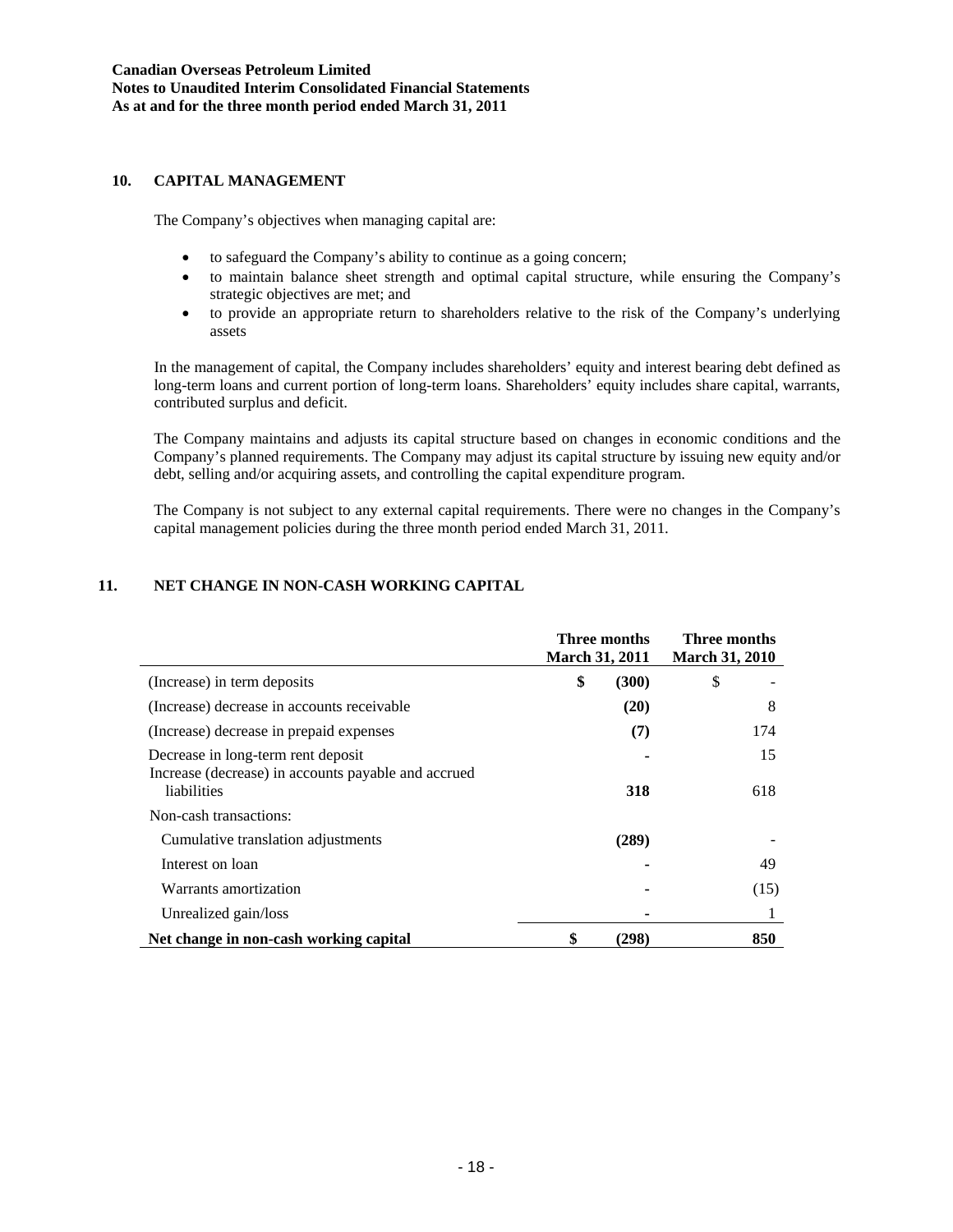## 10. CAPITAL MANAGEMENT

The Company's objectives when managing capital are:

- to safeguard the Company's ability to continue as a going concern;
- to maintain balance sheet strength and optimal capital structure, while ensuring the Company's strategic objectives are met; and
- to provide an appropriate return to shareholders relative to the risk of the Company's underlying assets

In the management of capital, the Company includes shareholders' equity and interest bearing debt defined as long-term loans and current portion of long-term loans. Shareholders' equity includes share capital, warrants, contributed surplus and deficit.

The Company maintains and adjusts its capital structure based on changes in economic conditions and the Company's planned requirements. The Company may adjust its capital structure by issuing new equity and/or debt, selling and/or acquiring assets, and controlling the capital expenditure program.

The Company is not subject to any external capital requirements. There were no changes in the Company's capital management policies during the three month period ended March 31, 2011.

## 11. NET CHANGE IN NON-CASH WORKING CAPITAL

| | Three months March 31, 2011 | Three months March 31, 2010 |
|---|---|---|
| (Increase) in term deposits | **$ (300)** | $ - |
| (Increase) decrease in accounts receivable | **(20)** | 8 |
| (Increase) decrease in prepaid expenses | **(7)** | 174 |
| Decrease in long-term rent deposit | **-** | 15 |
| Increase (decrease) in accounts payable and accrued liabilities | **318** | 618 |
| Non-cash transactions: | | |
| Cumulative translation adjustments | **(289)** | - |
| Interest on loan | **-** | 49 |
| Warrants amortization | - | (15) |
| Unrealized gain/loss | **-** | 1 |
| **Net change in non-cash working capital** | **$ (298)** | **850** |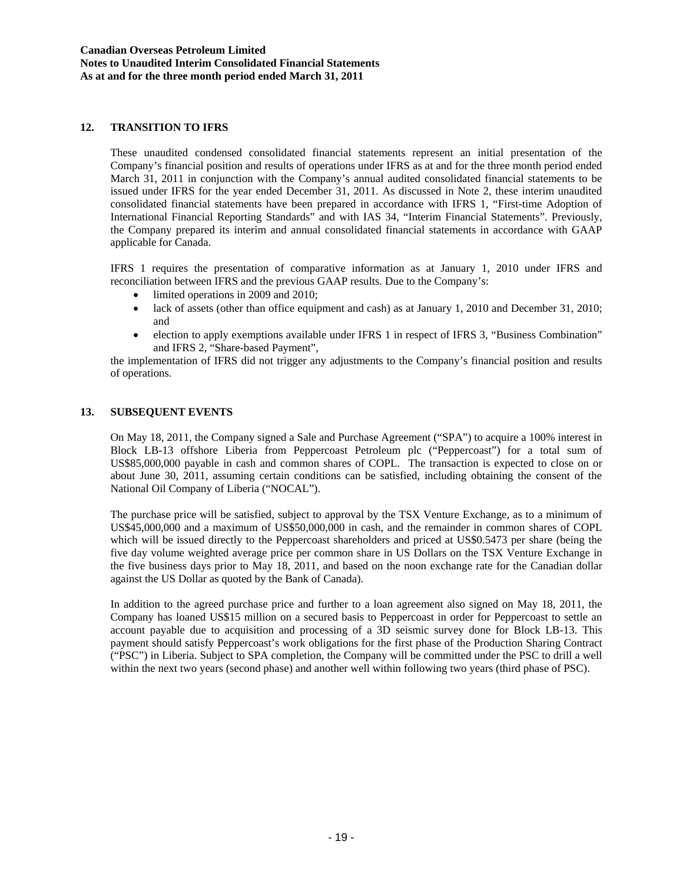## 12. TRANSITION TO IFRS

These unaudited condensed consolidated financial statements represent an initial presentation of the Company's financial position and results of operations under IFRS as at and for the three month period ended March 31, 2011 in conjunction with the Company's annual audited consolidated financial statements to be issued under IFRS for the year ended December 31, 2011. As discussed in Note 2, these interim unaudited consolidated financial statements have been prepared in accordance with IFRS 1, "First-time Adoption of International Financial Reporting Standards" and with IAS 34, "Interim Financial Statements". Previously, the Company prepared its interim and annual consolidated financial statements in accordance with GAAP applicable for Canada.

IFRS 1 requires the presentation of comparative information as at January 1, 2010 under IFRS and reconciliation between IFRS and the previous GAAP results. Due to the Company's:

- limited operations in 2009 and 2010;
- lack of assets (other than office equipment and cash) as at January 1, 2010 and December 31, 2010; and
- election to apply exemptions available under IFRS 1 in respect of IFRS 3, "Business Combination" and IFRS 2, "Share-based Payment",

the implementation of IFRS did not trigger any adjustments to the Company's financial position and results of operations.

## 13. SUBSEQUENT EVENTS

On May 18, 2011, the Company signed a Sale and Purchase Agreement ("SPA") to acquire a 100% interest in Block LB-13 offshore Liberia from Peppercoast Petroleum plc ("Peppercoast") for a total sum of US$85,000,000 payable in cash and common shares of COPL. The transaction is expected to close on or about June 30, 2011, assuming certain conditions can be satisfied, including obtaining the consent of the National Oil Company of Liberia ("NOCAL").

The purchase price will be satisfied, subject to approval by the TSX Venture Exchange, as to a minimum of US$45,000,000 and a maximum of US$50,000,000 in cash, and the remainder in common shares of COPL which will be issued directly to the Peppercoast shareholders and priced at US$0.5473 per share (being the five day volume weighted average price per common share in US Dollars on the TSX Venture Exchange in the five business days prior to May 18, 2011, and based on the noon exchange rate for the Canadian dollar against the US Dollar as quoted by the Bank of Canada).

In addition to the agreed purchase price and further to a loan agreement also signed on May 18, 2011, the Company has loaned US$15 million on a secured basis to Peppercoast in order for Peppercoast to settle an account payable due to acquisition and processing of a 3D seismic survey done for Block LB-13. This payment should satisfy Peppercoast's work obligations for the first phase of the Production Sharing Contract ("PSC") in Liberia. Subject to SPA completion, the Company will be committed under the PSC to drill a well within the next two years (second phase) and another well within following two years (third phase of PSC).